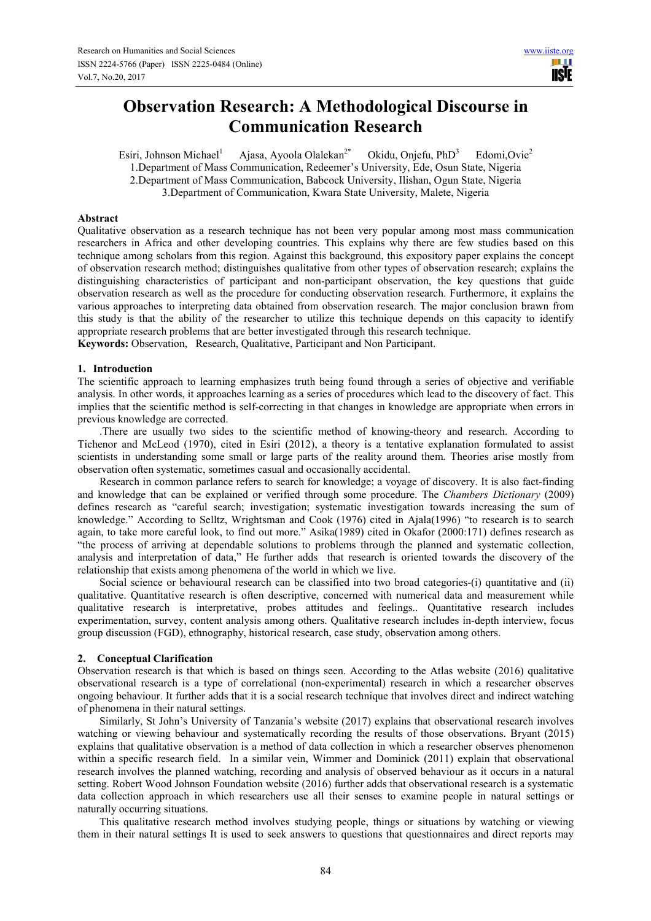# Observation Research: A Methodological Discourse in Communication Research

Esiri, Johnson Michael[1] Ajasa, Ayoola Olalekan[2*] Okidu, Onjefu, PhD[3] Edomi,Ovie[2]

1.Department of Mass Communication, Redeemer's University, Ede, Osun State, Nigeria
2.Department of Mass Communication, Babcock University, Ilishan, Ogun State, Nigeria
3.Department of Communication, Kwara State University, Malete, Nigeria

## Abstract

Qualitative observation as a research technique has not been very popular among most mass communication researchers in Africa and other developing countries. This explains why there are few studies based on this technique among scholars from this region. Against this background, this expository paper explains the concept of observation research method; distinguishes qualitative from other types of observation research; explains the distinguishing characteristics of participant and non-participant observation, the key questions that guide observation research as well as the procedure for conducting observation research. Furthermore, it explains the various approaches to interpreting data obtained from observation research. The major conclusion brawn from this study is that the ability of the researcher to utilize this technique depends on this capacity to identify appropriate research problems that are better investigated through this research technique.

**Keywords:** Observation, Research, Qualitative, Participant and Non Participant.

## 1. Introduction

The scientific approach to learning emphasizes truth being found through a series of objective and verifiable analysis. In other words, it approaches learning as a series of procedures which lead to the discovery of fact. This implies that the scientific method is self-correcting in that changes in knowledge are appropriate when errors in previous knowledge are corrected.

.There are usually two sides to the scientific method of knowing-theory and research. According to Tichenor and McLeod (1970), cited in Esiri (2012), a theory is a tentative explanation formulated to assist scientists in understanding some small or large parts of the reality around them. Theories arise mostly from observation often systematic, sometimes casual and occasionally accidental.

Research in common parlance refers to search for knowledge; a voyage of discovery. It is also fact-finding and knowledge that can be explained or verified through some procedure. The *Chambers Dictionary* (2009) defines research as "careful search; investigation; systematic investigation towards increasing the sum of knowledge." According to Selltz, Wrightsman and Cook (1976) cited in Ajala(1996) "to research is to search again, to take more careful look, to find out more." Asika(1989) cited in Okafor (2000:171) defines research as "the process of arriving at dependable solutions to problems through the planned and systematic collection, analysis and interpretation of data," He further adds that research is oriented towards the discovery of the relationship that exists among phenomena of the world in which we live.

Social science or behavioural research can be classified into two broad categories-(i) quantitative and (ii) qualitative. Quantitative research is often descriptive, concerned with numerical data and measurement while qualitative research is interpretative, probes attitudes and feelings.. Quantitative research includes experimentation, survey, content analysis among others. Qualitative research includes in-depth interview, focus group discussion (FGD), ethnography, historical research, case study, observation among others.

## 2. Conceptual Clarification

Observation research is that which is based on things seen. According to the Atlas website (2016) qualitative observational research is a type of correlational (non-experimental) research in which a researcher observes ongoing behaviour. It further adds that it is a social research technique that involves direct and indirect watching of phenomena in their natural settings.

Similarly, St John's University of Tanzania's website (2017) explains that observational research involves watching or viewing behaviour and systematically recording the results of those observations. Bryant (2015) explains that qualitative observation is a method of data collection in which a researcher observes phenomenon within a specific research field. In a similar vein, Wimmer and Dominick (2011) explain that observational research involves the planned watching, recording and analysis of observed behaviour as it occurs in a natural setting. Robert Wood Johnson Foundation website (2016) further adds that observational research is a systematic data collection approach in which researchers use all their senses to examine people in natural settings or naturally occurring situations.

This qualitative research method involves studying people, things or situations by watching or viewing them in their natural settings It is used to seek answers to questions that questionnaires and direct reports may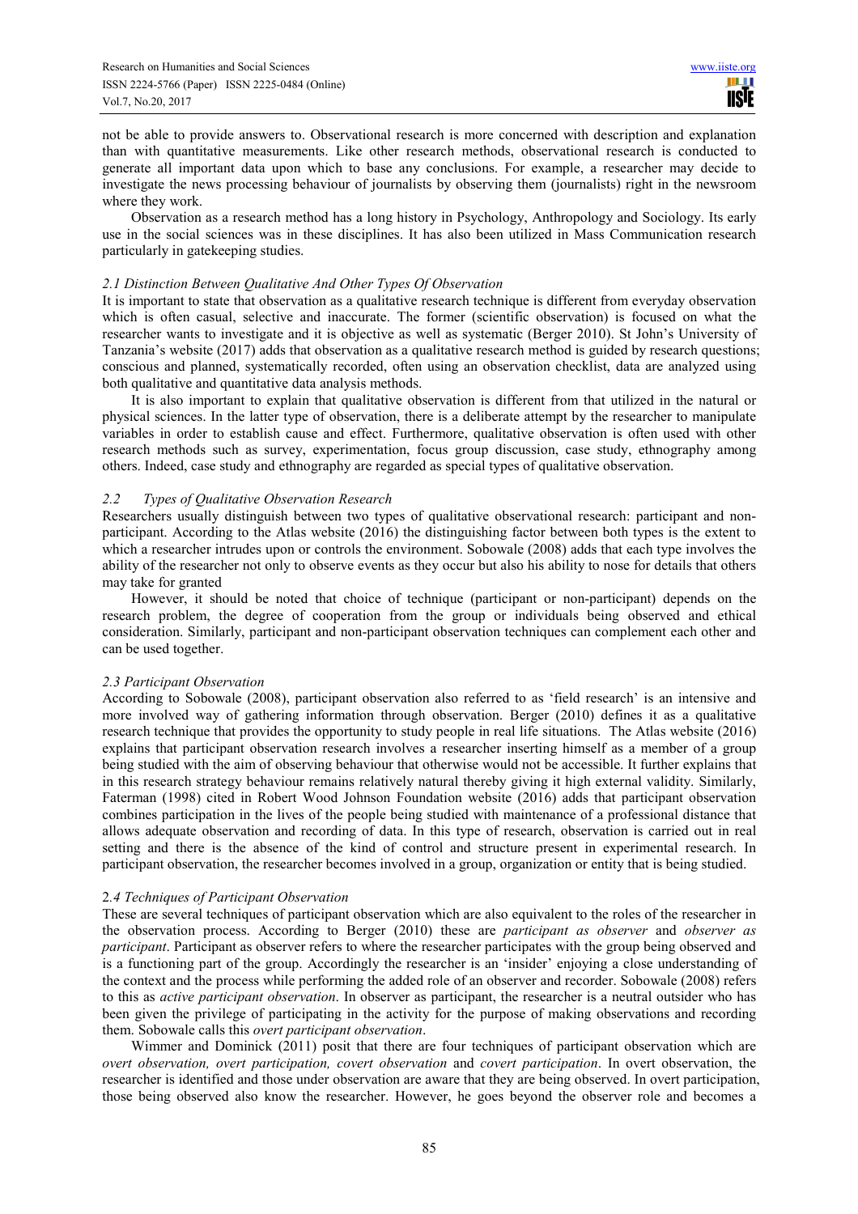not be able to provide answers to. Observational research is more concerned with description and explanation than with quantitative measurements. Like other research methods, observational research is conducted to generate all important data upon which to base any conclusions. For example, a researcher may decide to investigate the news processing behaviour of journalists by observing them (journalists) right in the newsroom where they work.

Observation as a research method has a long history in Psychology, Anthropology and Sociology. Its early use in the social sciences was in these disciplines. It has also been utilized in Mass Communication research particularly in gatekeeping studies.

### *2.1 Distinction Between Qualitative And Other Types Of Observation*

It is important to state that observation as a qualitative research technique is different from everyday observation which is often casual, selective and inaccurate. The former (scientific observation) is focused on what the researcher wants to investigate and it is objective as well as systematic (Berger 2010). St John's University of Tanzania's website (2017) adds that observation as a qualitative research method is guided by research questions; conscious and planned, systematically recorded, often using an observation checklist, data are analyzed using both qualitative and quantitative data analysis methods.

It is also important to explain that qualitative observation is different from that utilized in the natural or physical sciences. In the latter type of observation, there is a deliberate attempt by the researcher to manipulate variables in order to establish cause and effect. Furthermore, qualitative observation is often used with other research methods such as survey, experimentation, focus group discussion, case study, ethnography among others. Indeed, case study and ethnography are regarded as special types of qualitative observation.

### *2.2 Types of Qualitative Observation Research*

Researchers usually distinguish between two types of qualitative observational research: participant and non-participant. According to the Atlas website (2016) the distinguishing factor between both types is the extent to which a researcher intrudes upon or controls the environment. Sobowale (2008) adds that each type involves the ability of the researcher not only to observe events as they occur but also his ability to nose for details that others may take for granted

However, it should be noted that choice of technique (participant or non-participant) depends on the research problem, the degree of cooperation from the group or individuals being observed and ethical consideration. Similarly, participant and non-participant observation techniques can complement each other and can be used together.

### *2.3 Participant Observation*

According to Sobowale (2008), participant observation also referred to as 'field research' is an intensive and more involved way of gathering information through observation. Berger (2010) defines it as a qualitative research technique that provides the opportunity to study people in real life situations. The Atlas website (2016) explains that participant observation research involves a researcher inserting himself as a member of a group being studied with the aim of observing behaviour that otherwise would not be accessible. It further explains that in this research strategy behaviour remains relatively natural thereby giving it high external validity. Similarly, Faterman (1998) cited in Robert Wood Johnson Foundation website (2016) adds that participant observation combines participation in the lives of the people being studied with maintenance of a professional distance that allows adequate observation and recording of data. In this type of research, observation is carried out in real setting and there is the absence of the kind of control and structure present in experimental research. In participant observation, the researcher becomes involved in a group, organization or entity that is being studied.

### 2*.4 Techniques of Participant Observation*

These are several techniques of participant observation which are also equivalent to the roles of the researcher in the observation process. According to Berger (2010) these are *participant as observer* and *observer as participant*. Participant as observer refers to where the researcher participates with the group being observed and is a functioning part of the group. Accordingly the researcher is an 'insider' enjoying a close understanding of the context and the process while performing the added role of an observer and recorder. Sobowale (2008) refers to this as *active participant observation*. In observer as participant, the researcher is a neutral outsider who has been given the privilege of participating in the activity for the purpose of making observations and recording them. Sobowale calls this *overt participant observation*.

Wimmer and Dominick (2011) posit that there are four techniques of participant observation which are *overt observation, overt participation, covert observation* and *covert participation*. In overt observation, the researcher is identified and those under observation are aware that they are being observed. In overt participation, those being observed also know the researcher. However, he goes beyond the observer role and becomes a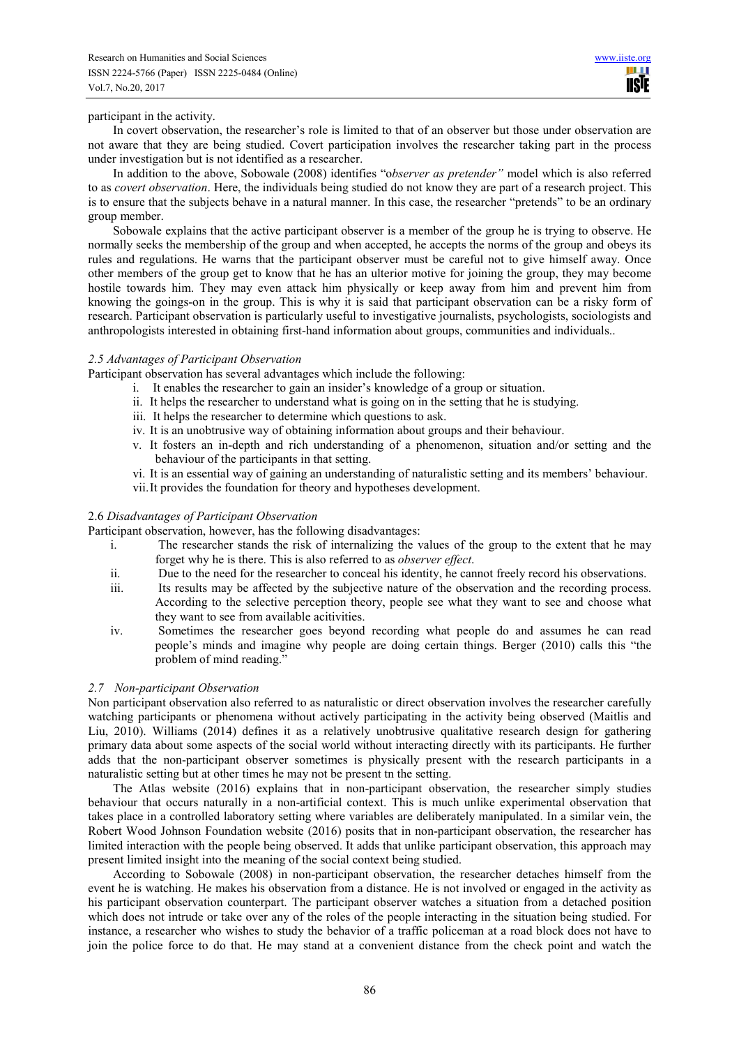participant in the activity.

In covert observation, the researcher's role is limited to that of an observer but those under observation are not aware that they are being studied. Covert participation involves the researcher taking part in the process under investigation but is not identified as a researcher.

In addition to the above, Sobowale (2008) identifies "o*bserver as pretender"* model which is also referred to as *covert observation*. Here, the individuals being studied do not know they are part of a research project. This is to ensure that the subjects behave in a natural manner. In this case, the researcher "pretends" to be an ordinary group member.

Sobowale explains that the active participant observer is a member of the group he is trying to observe. He normally seeks the membership of the group and when accepted, he accepts the norms of the group and obeys its rules and regulations. He warns that the participant observer must be careful not to give himself away. Once other members of the group get to know that he has an ulterior motive for joining the group, they may become hostile towards him. They may even attack him physically or keep away from him and prevent him from knowing the goings-on in the group. This is why it is said that participant observation can be a risky form of research. Participant observation is particularly useful to investigative journalists, psychologists, sociologists and anthropologists interested in obtaining first-hand information about groups, communities and individuals..

### *2.5 Advantages of Participant Observation*

Participant observation has several advantages which include the following:

i. It enables the researcher to gain an insider's knowledge of a group or situation.
ii. It helps the researcher to understand what is going on in the setting that he is studying.
iii. It helps the researcher to determine which questions to ask.
iv. It is an unobtrusive way of obtaining information about groups and their behaviour.
v. It fosters an in-depth and rich understanding of a phenomenon, situation and/or setting and the behaviour of the participants in that setting.
vi. It is an essential way of gaining an understanding of naturalistic setting and its members' behaviour.
vii. It provides the foundation for theory and hypotheses development.

### 2.6 *Disadvantages of Participant Observation*

Participant observation, however, has the following disadvantages:

i. The researcher stands the risk of internalizing the values of the group to the extent that he may forget why he is there. This is also referred to as *observer effect*.
ii. Due to the need for the researcher to conceal his identity, he cannot freely record his observations.
iii. Its results may be affected by the subjective nature of the observation and the recording process. According to the selective perception theory, people see what they want to see and choose what they want to see from available acitivities.
iv. Sometimes the researcher goes beyond recording what people do and assumes he can read people's minds and imagine why people are doing certain things. Berger (2010) calls this "the problem of mind reading."

### *2.7 Non-participant Observation*

Non participant observation also referred to as naturalistic or direct observation involves the researcher carefully watching participants or phenomena without actively participating in the activity being observed (Maitlis and Liu, 2010). Williams (2014) defines it as a relatively unobtrusive qualitative research design for gathering primary data about some aspects of the social world without interacting directly with its participants. He further adds that the non-participant observer sometimes is physically present with the research participants in a naturalistic setting but at other times he may not be present tn the setting.

The Atlas website (2016) explains that in non-participant observation, the researcher simply studies behaviour that occurs naturally in a non-artificial context. This is much unlike experimental observation that takes place in a controlled laboratory setting where variables are deliberately manipulated. In a similar vein, the Robert Wood Johnson Foundation website (2016) posits that in non-participant observation, the researcher has limited interaction with the people being observed. It adds that unlike participant observation, this approach may present limited insight into the meaning of the social context being studied.

According to Sobowale (2008) in non-participant observation, the researcher detaches himself from the event he is watching. He makes his observation from a distance. He is not involved or engaged in the activity as his participant observation counterpart. The participant observer watches a situation from a detached position which does not intrude or take over any of the roles of the people interacting in the situation being studied. For instance, a researcher who wishes to study the behavior of a traffic policeman at a road block does not have to join the police force to do that. He may stand at a convenient distance from the check point and watch the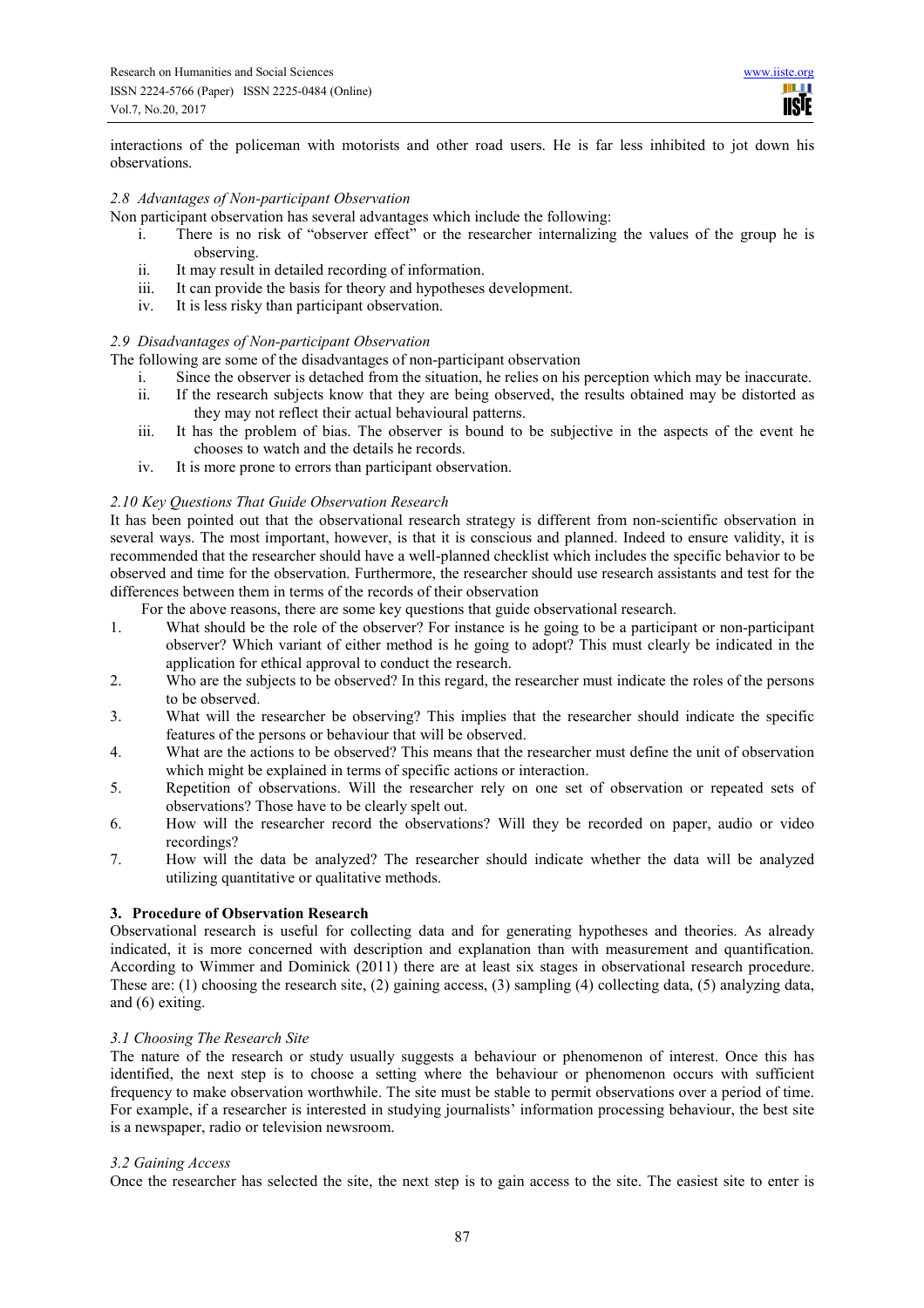interactions of the policeman with motorists and other road users. He is far less inhibited to jot down his observations.

### *2.8 Advantages of Non-participant Observation*

Non participant observation has several advantages which include the following:

i. There is no risk of "observer effect" or the researcher internalizing the values of the group he is observing.
ii. It may result in detailed recording of information.
iii. It can provide the basis for theory and hypotheses development.
iv. It is less risky than participant observation.

### *2.9 Disadvantages of Non-participant Observation*

The following are some of the disadvantages of non-participant observation

i. Since the observer is detached from the situation, he relies on his perception which may be inaccurate.
ii. If the research subjects know that they are being observed, the results obtained may be distorted as they may not reflect their actual behavioural patterns.
iii. It has the problem of bias. The observer is bound to be subjective in the aspects of the event he chooses to watch and the details he records.
iv. It is more prone to errors than participant observation.

### *2.10 Key Questions That Guide Observation Research*

It has been pointed out that the observational research strategy is different from non-scientific observation in several ways. The most important, however, is that it is conscious and planned. Indeed to ensure validity, it is recommended that the researcher should have a well-planned checklist which includes the specific behavior to be observed and time for the observation. Furthermore, the researcher should use research assistants and test for the differences between them in terms of the records of their observation

For the above reasons, there are some key questions that guide observational research.

1. What should be the role of the observer? For instance is he going to be a participant or non-participant observer? Which variant of either method is he going to adopt? This must clearly be indicated in the application for ethical approval to conduct the research.
2. Who are the subjects to be observed? In this regard, the researcher must indicate the roles of the persons to be observed.
3. What will the researcher be observing? This implies that the researcher should indicate the specific features of the persons or behaviour that will be observed.
4. What are the actions to be observed? This means that the researcher must define the unit of observation which might be explained in terms of specific actions or interaction.
5. Repetition of observations. Will the researcher rely on one set of observation or repeated sets of observations? Those have to be clearly spelt out.
6. How will the researcher record the observations? Will they be recorded on paper, audio or video recordings?
7. How will the data be analyzed? The researcher should indicate whether the data will be analyzed utilizing quantitative or qualitative methods.

## **3. Procedure of Observation Research**

Observational research is useful for collecting data and for generating hypotheses and theories. As already indicated, it is more concerned with description and explanation than with measurement and quantification. According to Wimmer and Dominick (2011) there are at least six stages in observational research procedure. These are: (1) choosing the research site, (2) gaining access, (3) sampling (4) collecting data, (5) analyzing data, and (6) exiting.

### *3.1 Choosing The Research Site*

The nature of the research or study usually suggests a behaviour or phenomenon of interest. Once this has identified, the next step is to choose a setting where the behaviour or phenomenon occurs with sufficient frequency to make observation worthwhile. The site must be stable to permit observations over a period of time. For example, if a researcher is interested in studying journalists' information processing behaviour, the best site is a newspaper, radio or television newsroom.

### *3.2 Gaining Access*

Once the researcher has selected the site, the next step is to gain access to the site. The easiest site to enter is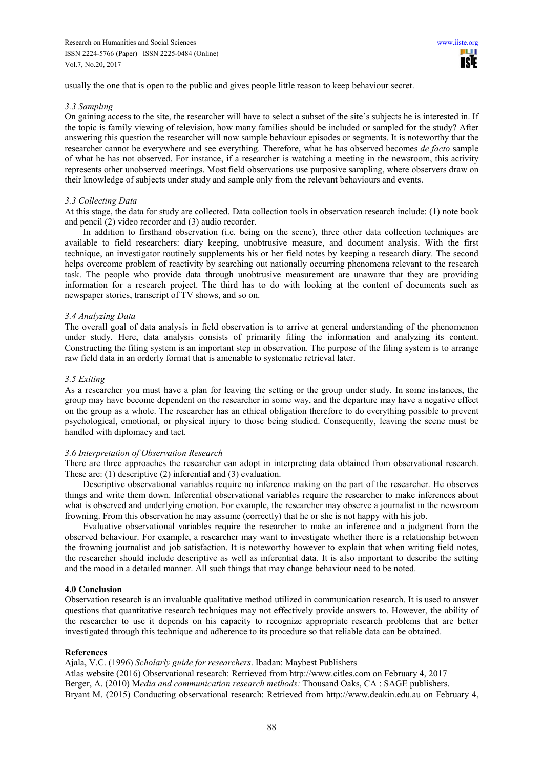usually the one that is open to the public and gives people little reason to keep behaviour secret.

### *3.3 Sampling*

On gaining access to the site, the researcher will have to select a subset of the site's subjects he is interested in. If the topic is family viewing of television, how many families should be included or sampled for the study? After answering this question the researcher will now sample behaviour episodes or segments. It is noteworthy that the researcher cannot be everywhere and see everything. Therefore, what he has observed becomes *de facto* sample of what he has not observed. For instance, if a researcher is watching a meeting in the newsroom, this activity represents other unobserved meetings. Most field observations use purposive sampling, where observers draw on their knowledge of subjects under study and sample only from the relevant behaviours and events.

### *3.3 Collecting Data*

At this stage, the data for study are collected. Data collection tools in observation research include: (1) note book and pencil (2) video recorder and (3) audio recorder.

In addition to firsthand observation (i.e. being on the scene), three other data collection techniques are available to field researchers: diary keeping, unobtrusive measure, and document analysis. With the first technique, an investigator routinely supplements his or her field notes by keeping a research diary. The second helps overcome problem of reactivity by searching out nationally occurring phenomena relevant to the research task. The people who provide data through unobtrusive measurement are unaware that they are providing information for a research project. The third has to do with looking at the content of documents such as newspaper stories, transcript of TV shows, and so on.

### *3.4 Analyzing Data*

The overall goal of data analysis in field observation is to arrive at general understanding of the phenomenon under study. Here, data analysis consists of primarily filing the information and analyzing its content. Constructing the filing system is an important step in observation. The purpose of the filing system is to arrange raw field data in an orderly format that is amenable to systematic retrieval later.

### *3.5 Exiting*

As a researcher you must have a plan for leaving the setting or the group under study. In some instances, the group may have become dependent on the researcher in some way, and the departure may have a negative effect on the group as a whole. The researcher has an ethical obligation therefore to do everything possible to prevent psychological, emotional, or physical injury to those being studied. Consequently, leaving the scene must be handled with diplomacy and tact.

### *3.6 Interpretation of Observation Research*

There are three approaches the researcher can adopt in interpreting data obtained from observational research. These are: (1) descriptive (2) inferential and (3) evaluation.

Descriptive observational variables require no inference making on the part of the researcher. He observes things and write them down. Inferential observational variables require the researcher to make inferences about what is observed and underlying emotion. For example, the researcher may observe a journalist in the newsroom frowning. From this observation he may assume (correctly) that he or she is not happy with his job.

Evaluative observational variables require the researcher to make an inference and a judgment from the observed behaviour. For example, a researcher may want to investigate whether there is a relationship between the frowning journalist and job satisfaction. It is noteworthy however to explain that when writing field notes, the researcher should include descriptive as well as inferential data. It is also important to describe the setting and the mood in a detailed manner. All such things that may change behaviour need to be noted.

## 4.0 Conclusion

Observation research is an invaluable qualitative method utilized in communication research. It is used to answer questions that quantitative research techniques may not effectively provide answers to. However, the ability of the researcher to use it depends on his capacity to recognize appropriate research problems that are better investigated through this technique and adherence to its procedure so that reliable data can be obtained.

## References

Ajala, V.C. (1996) *Scholarly guide for researchers*. Ibadan: Maybest Publishers

Atlas website (2016) Observational research: Retrieved from http://www.citles.com on February 4, 2017

Berger, A. (2010) M*edia and communication research methods:* Thousand Oaks, CA : SAGE publishers.

Bryant M. (2015) Conducting observational research: Retrieved from http://www.deakin.edu.au on February 4,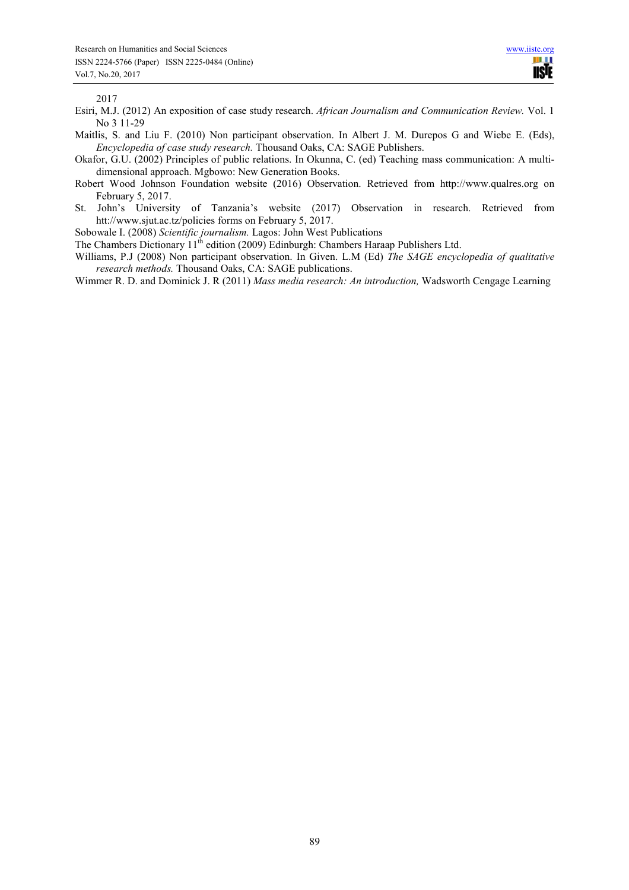2017

Esiri, M.J. (2012) An exposition of case study research. *African Journalism and Communication Review.* Vol. 1 No 3 11-29

Maitlis, S. and Liu F. (2010) Non participant observation. In Albert J. M. Durepos G and Wiebe E. (Eds), *Encyclopedia of case study research.* Thousand Oaks, CA: SAGE Publishers.

Okafor, G.U. (2002) Principles of public relations. In Okunna, C. (ed) Teaching mass communication: A multi-dimensional approach. Mgbowo: New Generation Books.

Robert Wood Johnson Foundation website (2016) Observation. Retrieved from http://www.qualres.org on February 5, 2017.

St. John's University of Tanzania's website (2017) Observation in research. Retrieved from htt://www.sjut.ac.tz/policies forms on February 5, 2017.

Sobowale I. (2008) *Scientific journalism.* Lagos: John West Publications

The Chambers Dictionary 11th edition (2009) Edinburgh: Chambers Haraap Publishers Ltd.

Williams, P.J (2008) Non participant observation. In Given. L.M (Ed) *The SAGE encyclopedia of qualitative research methods.* Thousand Oaks, CA: SAGE publications.

Wimmer R. D. and Dominick J. R (2011) *Mass media research: An introduction,* Wadsworth Cengage Learning